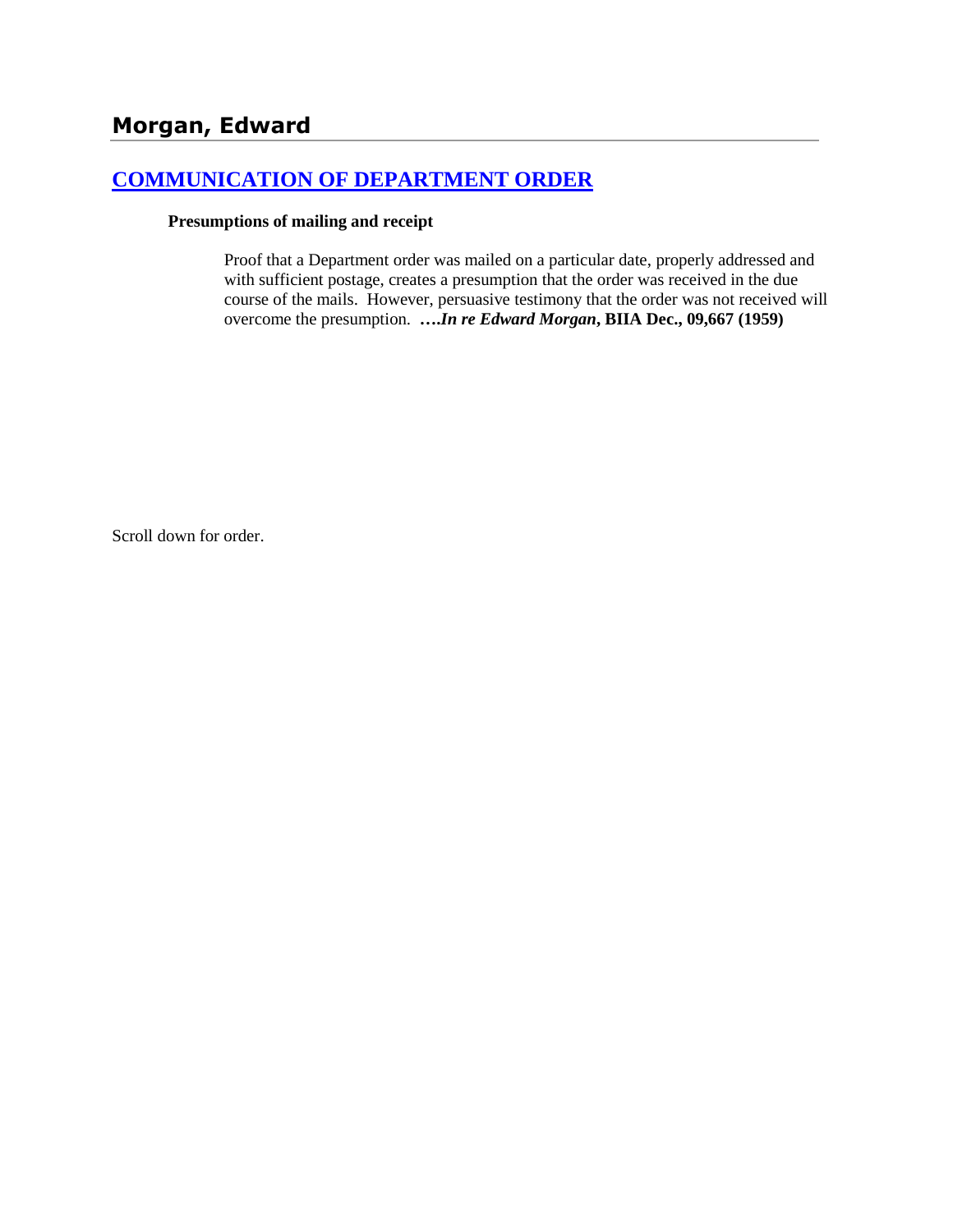# Morgan, Edward

## [COMMUNICATION OF DEPARTMENT ORDER]

### Presumptions of mailing and receipt

Proof that a Department order was mailed on a particular date, properly addressed and with sufficient postage, creates a presumption that the order was received in the due course of the mails. However, persuasive testimony that the order was not received will overcome the presumption. ***….In re Edward Morgan*, BIIA Dec., 09,667 (1959)**

Scroll down for order.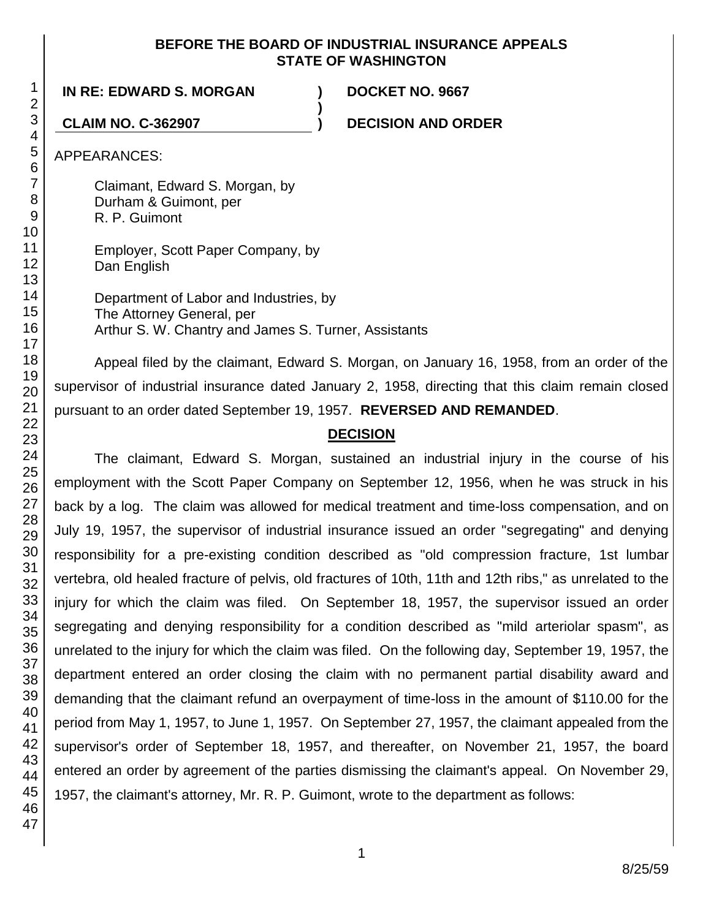**BEFORE THE BOARD OF INDUSTRIAL INSURANCE APPEALS**
**STATE OF WASHINGTON**

**IN RE: EDWARD S. MORGAN** ) **DOCKET NO. 9667**
)
**CLAIM NO. C-362907** ) **DECISION AND ORDER**

APPEARANCES:

Claimant, Edward S. Morgan, by
Durham & Guimont, per
R. P. Guimont

Employer, Scott Paper Company, by
Dan English

Department of Labor and Industries, by
The Attorney General, per
Arthur S. W. Chantry and James S. Turner, Assistants

Appeal filed by the claimant, Edward S. Morgan, on January 16, 1958, from an order of the supervisor of industrial insurance dated January 2, 1958, directing that this claim remain closed pursuant to an order dated September 19, 1957. **REVERSED AND REMANDED**.

## DECISION

The claimant, Edward S. Morgan, sustained an industrial injury in the course of his employment with the Scott Paper Company on September 12, 1956, when he was struck in his back by a log. The claim was allowed for medical treatment and time-loss compensation, and on July 19, 1957, the supervisor of industrial insurance issued an order "segregating" and denying responsibility for a pre-existing condition described as "old compression fracture, 1st lumbar vertebra, old healed fracture of pelvis, old fractures of 10th, 11th and 12th ribs," as unrelated to the injury for which the claim was filed. On September 18, 1957, the supervisor issued an order segregating and denying responsibility for a condition described as "mild arteriolar spasm", as unrelated to the injury for which the claim was filed. On the following day, September 19, 1957, the department entered an order closing the claim with no permanent partial disability award and demanding that the claimant refund an overpayment of time-loss in the amount of $110.00 for the period from May 1, 1957, to June 1, 1957. On September 27, 1957, the claimant appealed from the supervisor's order of September 18, 1957, and thereafter, on November 21, 1957, the board entered an order by agreement of the parties dismissing the claimant's appeal. On November 29, 1957, the claimant's attorney, Mr. R. P. Guimont, wrote to the department as follows: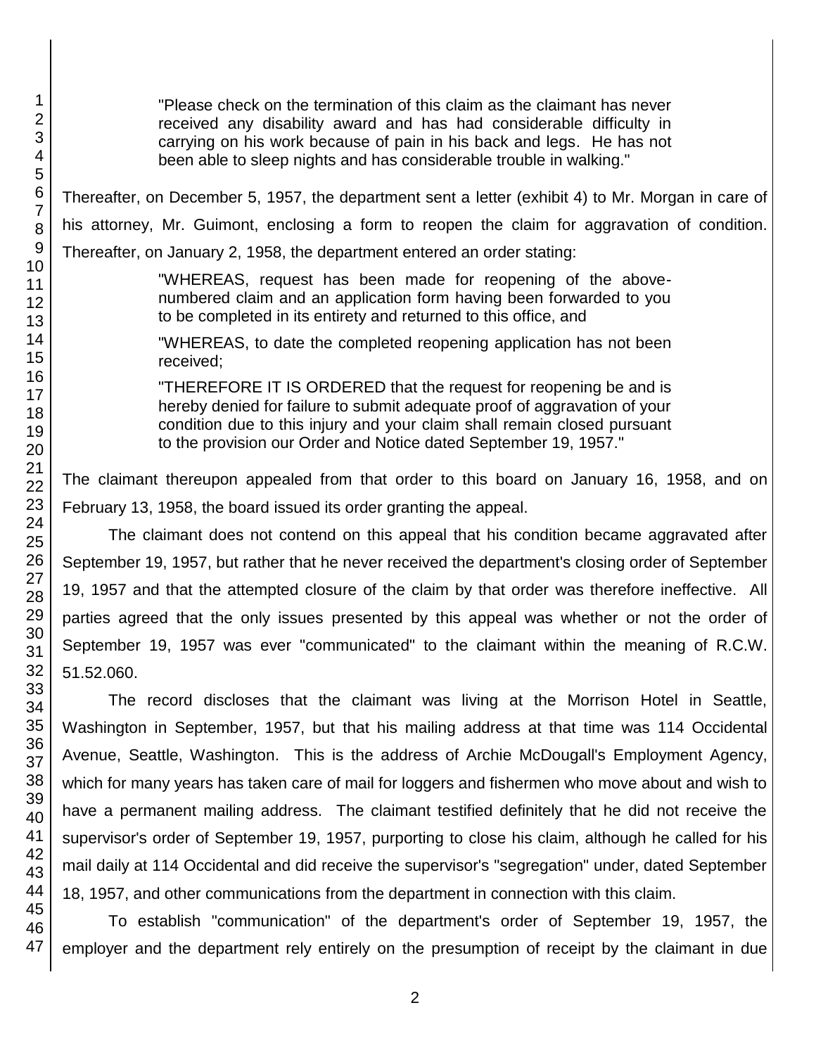> "Please check on the termination of this claim as the claimant has never received any disability award and has had considerable difficulty in carrying on his work because of pain in his back and legs. He has not been able to sleep nights and has considerable trouble in walking."

Thereafter, on December 5, 1957, the department sent a letter (exhibit 4) to Mr. Morgan in care of his attorney, Mr. Guimont, enclosing a form to reopen the claim for aggravation of condition. Thereafter, on January 2, 1958, the department entered an order stating:

> "WHEREAS, request has been made for reopening of the above-numbered claim and an application form having been forwarded to you to be completed in its entirety and returned to this office, and
>
> "WHEREAS, to date the completed reopening application has not been received;
>
> "THEREFORE IT IS ORDERED that the request for reopening be and is hereby denied for failure to submit adequate proof of aggravation of your condition due to this injury and your claim shall remain closed pursuant to the provision our Order and Notice dated September 19, 1957."

The claimant thereupon appealed from that order to this board on January 16, 1958, and on February 13, 1958, the board issued its order granting the appeal.

The claimant does not contend on this appeal that his condition became aggravated after September 19, 1957, but rather that he never received the department's closing order of September 19, 1957 and that the attempted closure of the claim by that order was therefore ineffective. All parties agreed that the only issues presented by this appeal was whether or not the order of September 19, 1957 was ever "communicated" to the claimant within the meaning of R.C.W. 51.52.060.

The record discloses that the claimant was living at the Morrison Hotel in Seattle, Washington in September, 1957, but that his mailing address at that time was 114 Occidental Avenue, Seattle, Washington. This is the address of Archie McDougall's Employment Agency, which for many years has taken care of mail for loggers and fishermen who move about and wish to have a permanent mailing address. The claimant testified definitely that he did not receive the supervisor's order of September 19, 1957, purporting to close his claim, although he called for his mail daily at 114 Occidental and did receive the supervisor's "segregation" under, dated September 18, 1957, and other communications from the department in connection with this claim.

To establish "communication" of the department's order of September 19, 1957, the employer and the department rely entirely on the presumption of receipt by the claimant in due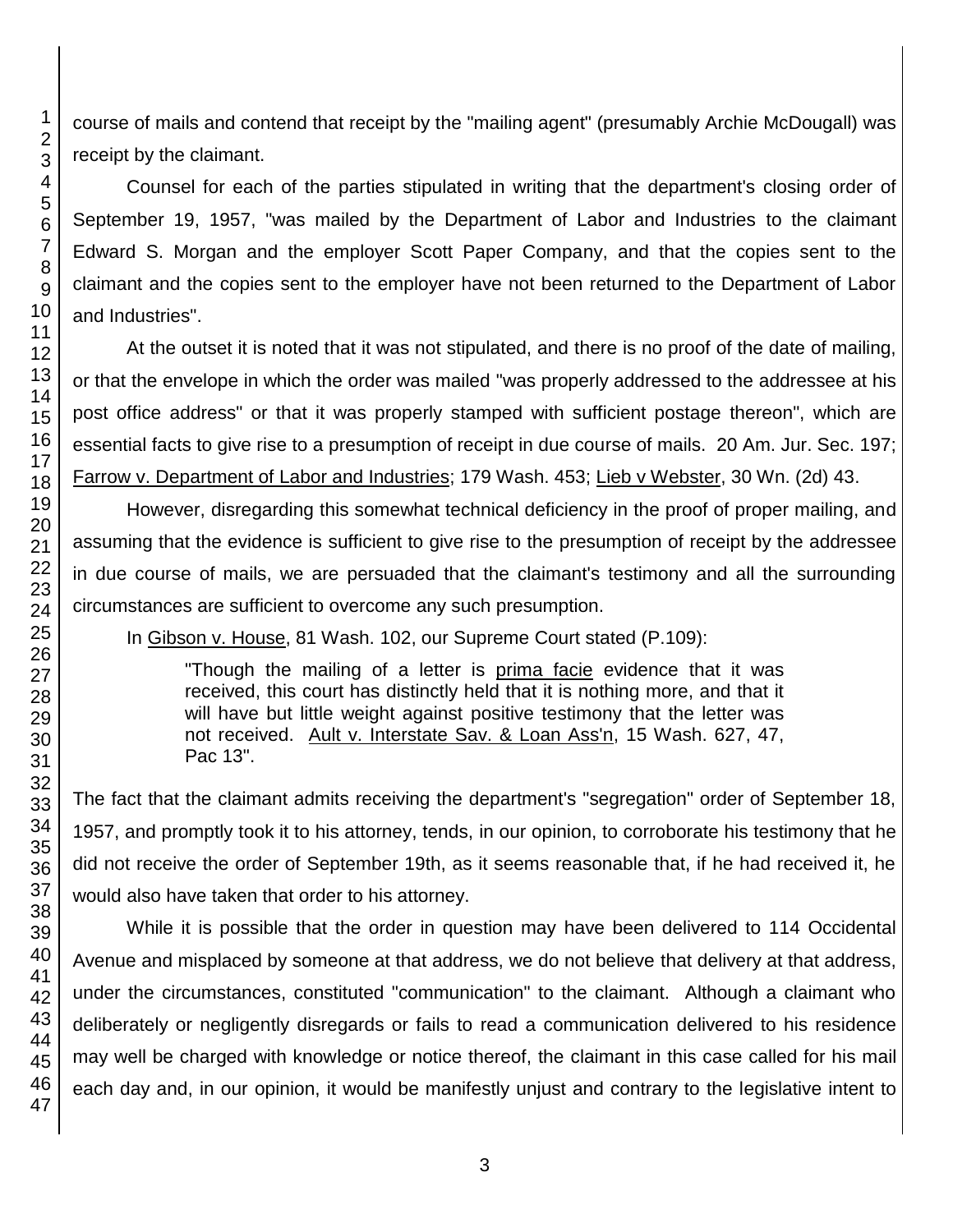course of mails and contend that receipt by the "mailing agent" (presumably Archie McDougall) was receipt by the claimant.

Counsel for each of the parties stipulated in writing that the department's closing order of September 19, 1957, "was mailed by the Department of Labor and Industries to the claimant Edward S. Morgan and the employer Scott Paper Company, and that the copies sent to the claimant and the copies sent to the employer have not been returned to the Department of Labor and Industries".

At the outset it is noted that it was not stipulated, and there is no proof of the date of mailing, or that the envelope in which the order was mailed "was properly addressed to the addressee at his post office address" or that it was properly stamped with sufficient postage thereon", which are essential facts to give rise to a presumption of receipt in due course of mails. 20 Am. Jur. Sec. 197; Farrow v. Department of Labor and Industries; 179 Wash. 453; Lieb v Webster, 30 Wn. (2d) 43.

However, disregarding this somewhat technical deficiency in the proof of proper mailing, and assuming that the evidence is sufficient to give rise to the presumption of receipt by the addressee in due course of mails, we are persuaded that the claimant's testimony and all the surrounding circumstances are sufficient to overcome any such presumption.

In Gibson v. House, 81 Wash. 102, our Supreme Court stated (P.109):

> "Though the mailing of a letter is prima facie evidence that it was received, this court has distinctly held that it is nothing more, and that it will have but little weight against positive testimony that the letter was not received. Ault v. Interstate Sav. & Loan Ass'n, 15 Wash. 627, 47, Pac 13".

The fact that the claimant admits receiving the department's "segregation" order of September 18, 1957, and promptly took it to his attorney, tends, in our opinion, to corroborate his testimony that he did not receive the order of September 19th, as it seems reasonable that, if he had received it, he would also have taken that order to his attorney.

While it is possible that the order in question may have been delivered to 114 Occidental Avenue and misplaced by someone at that address, we do not believe that delivery at that address, under the circumstances, constituted "communication" to the claimant. Although a claimant who deliberately or negligently disregards or fails to read a communication delivered to his residence may well be charged with knowledge or notice thereof, the claimant in this case called for his mail each day and, in our opinion, it would be manifestly unjust and contrary to the legislative intent to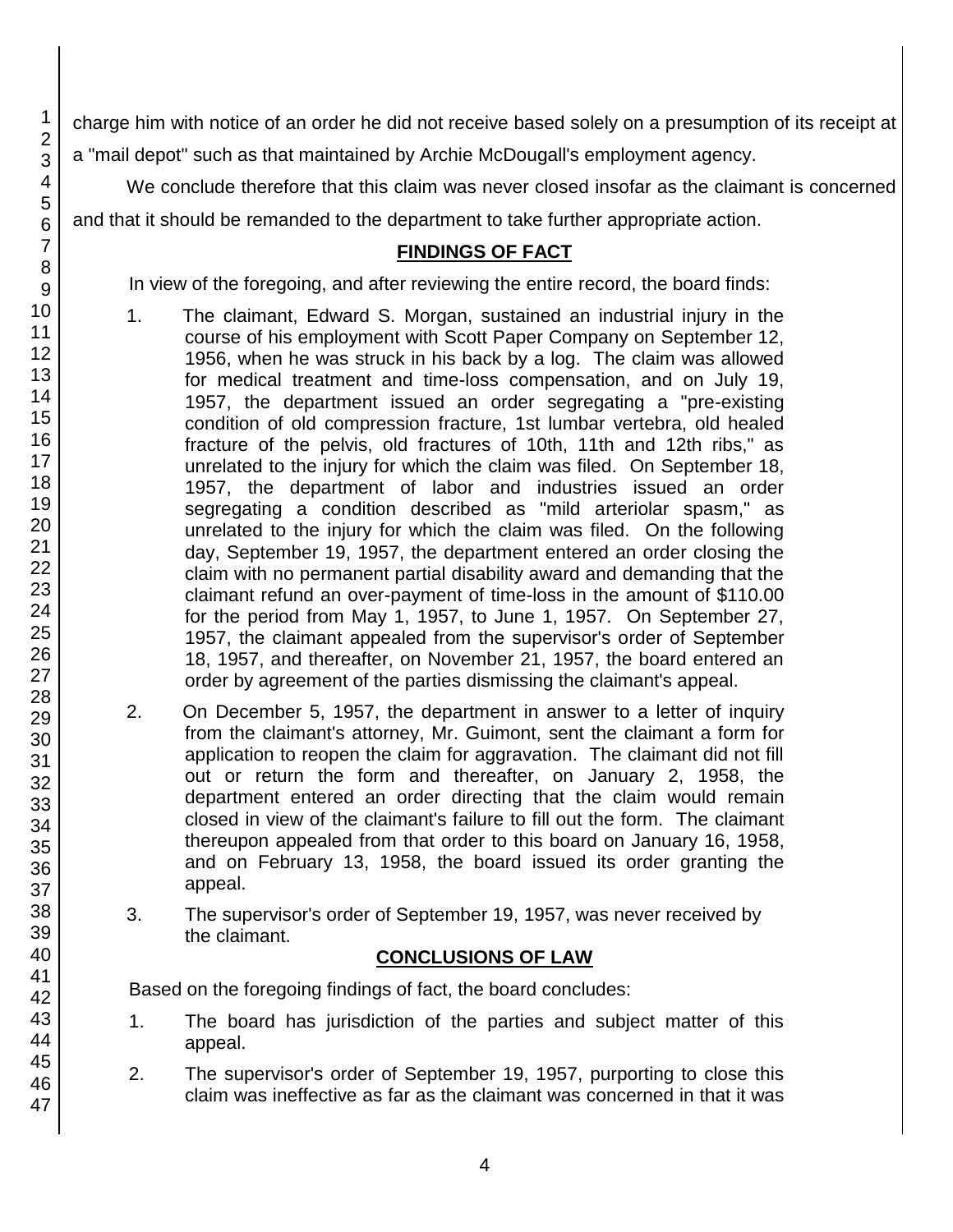charge him with notice of an order he did not receive based solely on a presumption of its receipt at a "mail depot" such as that maintained by Archie McDougall's employment agency.

We conclude therefore that this claim was never closed insofar as the claimant is concerned and that it should be remanded to the department to take further appropriate action.

## FINDINGS OF FACT

In view of the foregoing, and after reviewing the entire record, the board finds:

1. The claimant, Edward S. Morgan, sustained an industrial injury in the course of his employment with Scott Paper Company on September 12, 1956, when he was struck in his back by a log. The claim was allowed for medical treatment and time-loss compensation, and on July 19, 1957, the department issued an order segregating a "pre-existing condition of old compression fracture, 1st lumbar vertebra, old healed fracture of the pelvis, old fractures of 10th, 11th and 12th ribs," as unrelated to the injury for which the claim was filed. On September 18, 1957, the department of labor and industries issued an order segregating a condition described as "mild arteriolar spasm," as unrelated to the injury for which the claim was filed. On the following day, September 19, 1957, the department entered an order closing the claim with no permanent partial disability award and demanding that the claimant refund an over-payment of time-loss in the amount of $110.00 for the period from May 1, 1957, to June 1, 1957. On September 27, 1957, the claimant appealed from the supervisor's order of September 18, 1957, and thereafter, on November 21, 1957, the board entered an order by agreement of the parties dismissing the claimant's appeal.

2. On December 5, 1957, the department in answer to a letter of inquiry from the claimant's attorney, Mr. Guimont, sent the claimant a form for application to reopen the claim for aggravation. The claimant did not fill out or return the form and thereafter, on January 2, 1958, the department entered an order directing that the claim would remain closed in view of the claimant's failure to fill out the form. The claimant thereupon appealed from that order to this board on January 16, 1958, and on February 13, 1958, the board issued its order granting the appeal.

3. The supervisor's order of September 19, 1957, was never received by the claimant.

## CONCLUSIONS OF LAW

Based on the foregoing findings of fact, the board concludes:

1. The board has jurisdiction of the parties and subject matter of this appeal.

2. The supervisor's order of September 19, 1957, purporting to close this claim was ineffective as far as the claimant was concerned in that it was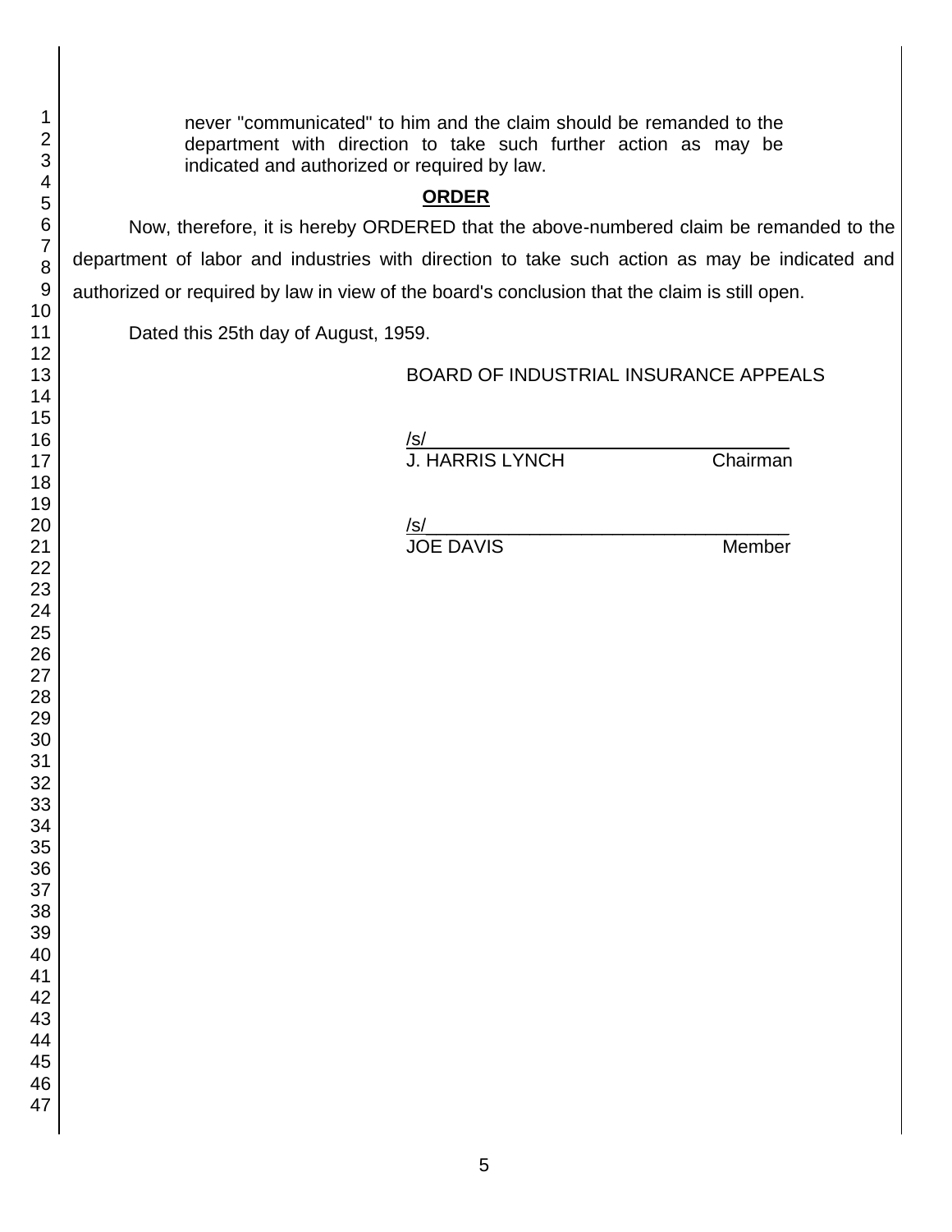> never "communicated" to him and the claim should be remanded to the department with direction to take such further action as may be indicated and authorized or required by law.

## ORDER

Now, therefore, it is hereby ORDERED that the above-numbered claim be remanded to the department of labor and industries with direction to take such action as may be indicated and authorized or required by law in view of the board's conclusion that the claim is still open.

Dated this 25th day of August, 1959.

BOARD OF INDUSTRIAL INSURANCE APPEALS

/s/
J. HARRIS LYNCH Chairman

/s/
JOE DAVIS Member